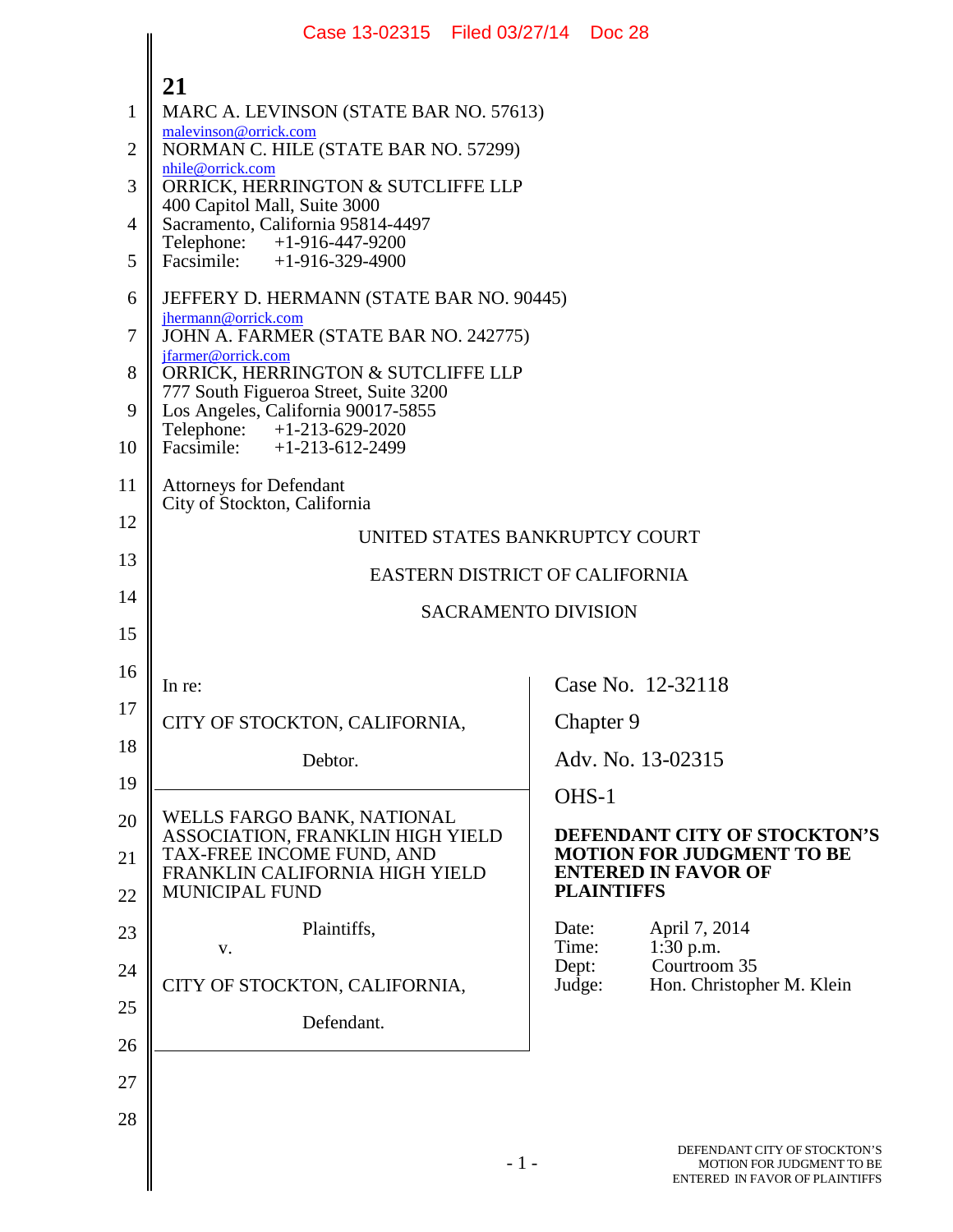MARC A. LEVINSON (STATE BAR NO. 57613)
malevinson@orrick.com
NORMAN C. HILE (STATE BAR NO. 57299)
nhile@orrick.com
ORRICK, HERRINGTON & SUTCLIFFE LLP
400 Capitol Mall, Suite 3000
Sacramento, California 95814-4497
Telephone: +1-916-447-9200
Facsimile: +1-916-329-4900

JEFFERY D. HERMANN (STATE BAR NO. 90445)
jhermann@orrick.com
JOHN A. FARMER (STATE BAR NO. 242775)
jfarmer@orrick.com
ORRICK, HERRINGTON & SUTCLIFFE LLP
777 South Figueroa Street, Suite 3200
Los Angeles, California 90017-5855
Telephone: +1-213-629-2020
Facsimile: +1-213-612-2499

Attorneys for Defendant
City of Stockton, California

UNITED STATES BANKRUPTCY COURT

EASTERN DISTRICT OF CALIFORNIA

SACRAMENTO DIVISION

In re:

CITY OF STOCKTON, CALIFORNIA,

Debtor.

WELLS FARGO BANK, NATIONAL ASSOCIATION, FRANKLIN HIGH YIELD TAX-FREE INCOME FUND, AND FRANKLIN CALIFORNIA HIGH YIELD MUNICIPAL FUND

Plaintiffs,

v.

CITY OF STOCKTON, CALIFORNIA,

Defendant.

Case No. 12-32118

Chapter 9

Adv. No. 13-02315

OHS-1

**DEFENDANT CITY OF STOCKTON'S MOTION FOR JUDGMENT TO BE ENTERED IN FAVOR OF PLAINTIFFS**

Date: April 7, 2014
Time: 1:30 p.m.
Dept: Courtroom 35
Judge: Hon. Christopher M. Klein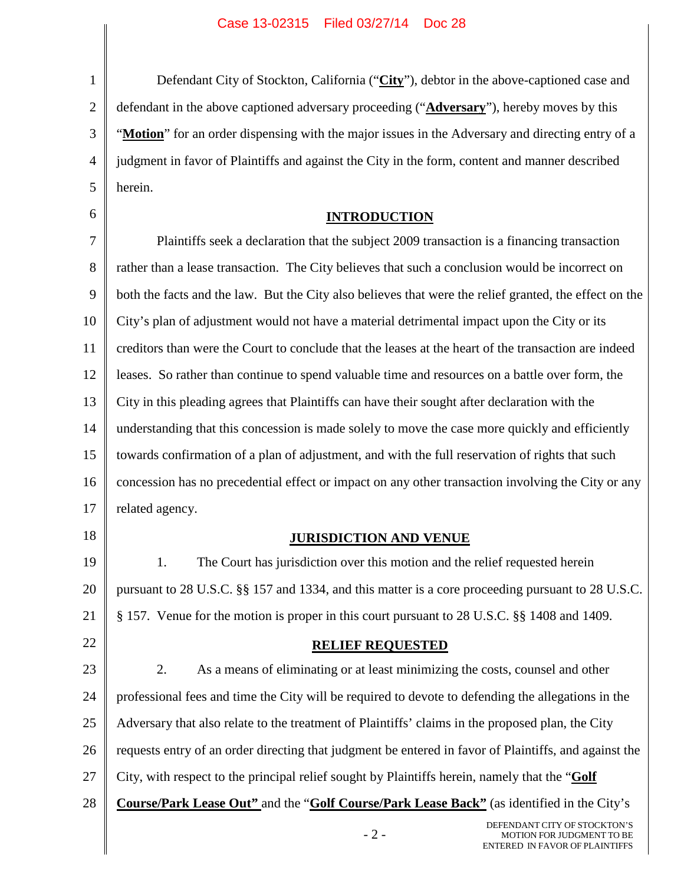Defendant City of Stockton, California ("**City**"), debtor in the above-captioned case and defendant in the above captioned adversary proceeding ("**Adversary**"), hereby moves by this "**Motion**" for an order dispensing with the major issues in the Adversary and directing entry of a judgment in favor of Plaintiffs and against the City in the form, content and manner described herein.

## INTRODUCTION

Plaintiffs seek a declaration that the subject 2009 transaction is a financing transaction rather than a lease transaction. The City believes that such a conclusion would be incorrect on both the facts and the law. But the City also believes that were the relief granted, the effect on the City's plan of adjustment would not have a material detrimental impact upon the City or its creditors than were the Court to conclude that the leases at the heart of the transaction are indeed leases. So rather than continue to spend valuable time and resources on a battle over form, the City in this pleading agrees that Plaintiffs can have their sought after declaration with the understanding that this concession is made solely to move the case more quickly and efficiently towards confirmation of a plan of adjustment, and with the full reservation of rights that such concession has no precedential effect or impact on any other transaction involving the City or any related agency.

## JURISDICTION AND VENUE

1. The Court has jurisdiction over this motion and the relief requested herein pursuant to 28 U.S.C. §§ 157 and 1334, and this matter is a core proceeding pursuant to 28 U.S.C. § 157. Venue for the motion is proper in this court pursuant to 28 U.S.C. §§ 1408 and 1409.

## RELIEF REQUESTED

2. As a means of eliminating or at least minimizing the costs, counsel and other professional fees and time the City will be required to devote to defending the allegations in the Adversary that also relate to the treatment of Plaintiffs' claims in the proposed plan, the City requests entry of an order directing that judgment be entered in favor of Plaintiffs, and against the City, with respect to the principal relief sought by Plaintiffs herein, namely that the "**Golf Course/Park Lease Out"** and the "**Golf Course/Park Lease Back"** (as identified in the City's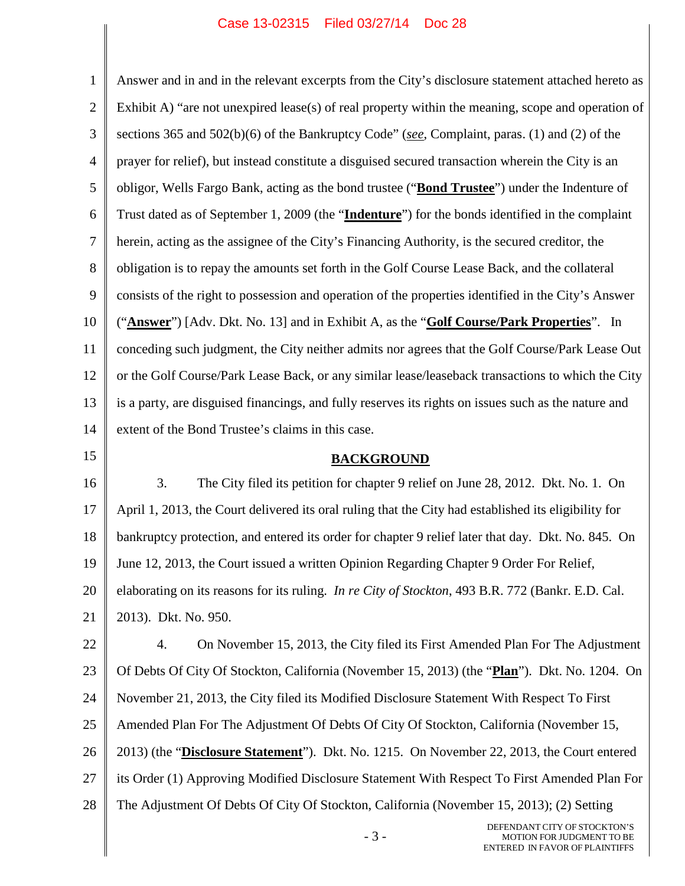Answer and in and in the relevant excerpts from the City's disclosure statement attached hereto as Exhibit A) "are not unexpired lease(s) of real property within the meaning, scope and operation of sections 365 and 502(b)(6) of the Bankruptcy Code" (*see*, Complaint, paras. (1) and (2) of the prayer for relief), but instead constitute a disguised secured transaction wherein the City is an obligor, Wells Fargo Bank, acting as the bond trustee ("**Bond Trustee**") under the Indenture of Trust dated as of September 1, 2009 (the "**Indenture**") for the bonds identified in the complaint herein, acting as the assignee of the City's Financing Authority, is the secured creditor, the obligation is to repay the amounts set forth in the Golf Course Lease Back, and the collateral consists of the right to possession and operation of the properties identified in the City's Answer ("**Answer**") [Adv. Dkt. No. 13] and in Exhibit A, as the "**Golf Course/Park Properties**". In conceding such judgment, the City neither admits nor agrees that the Golf Course/Park Lease Out or the Golf Course/Park Lease Back, or any similar lease/leaseback transactions to which the City is a party, are disguised financings, and fully reserves its rights on issues such as the nature and extent of the Bond Trustee's claims in this case.

## BACKGROUND

3. The City filed its petition for chapter 9 relief on June 28, 2012. Dkt. No. 1. On April 1, 2013, the Court delivered its oral ruling that the City had established its eligibility for bankruptcy protection, and entered its order for chapter 9 relief later that day. Dkt. No. 845. On June 12, 2013, the Court issued a written Opinion Regarding Chapter 9 Order For Relief, elaborating on its reasons for its ruling. *In re City of Stockton*, 493 B.R. 772 (Bankr. E.D. Cal. 2013). Dkt. No. 950.

4. On November 15, 2013, the City filed its First Amended Plan For The Adjustment Of Debts Of City Of Stockton, California (November 15, 2013) (the "**Plan**"). Dkt. No. 1204. On November 21, 2013, the City filed its Modified Disclosure Statement With Respect To First Amended Plan For The Adjustment Of Debts Of City Of Stockton, California (November 15, 2013) (the "**Disclosure Statement**"). Dkt. No. 1215. On November 22, 2013, the Court entered its Order (1) Approving Modified Disclosure Statement With Respect To First Amended Plan For The Adjustment Of Debts Of City Of Stockton, California (November 15, 2013); (2) Setting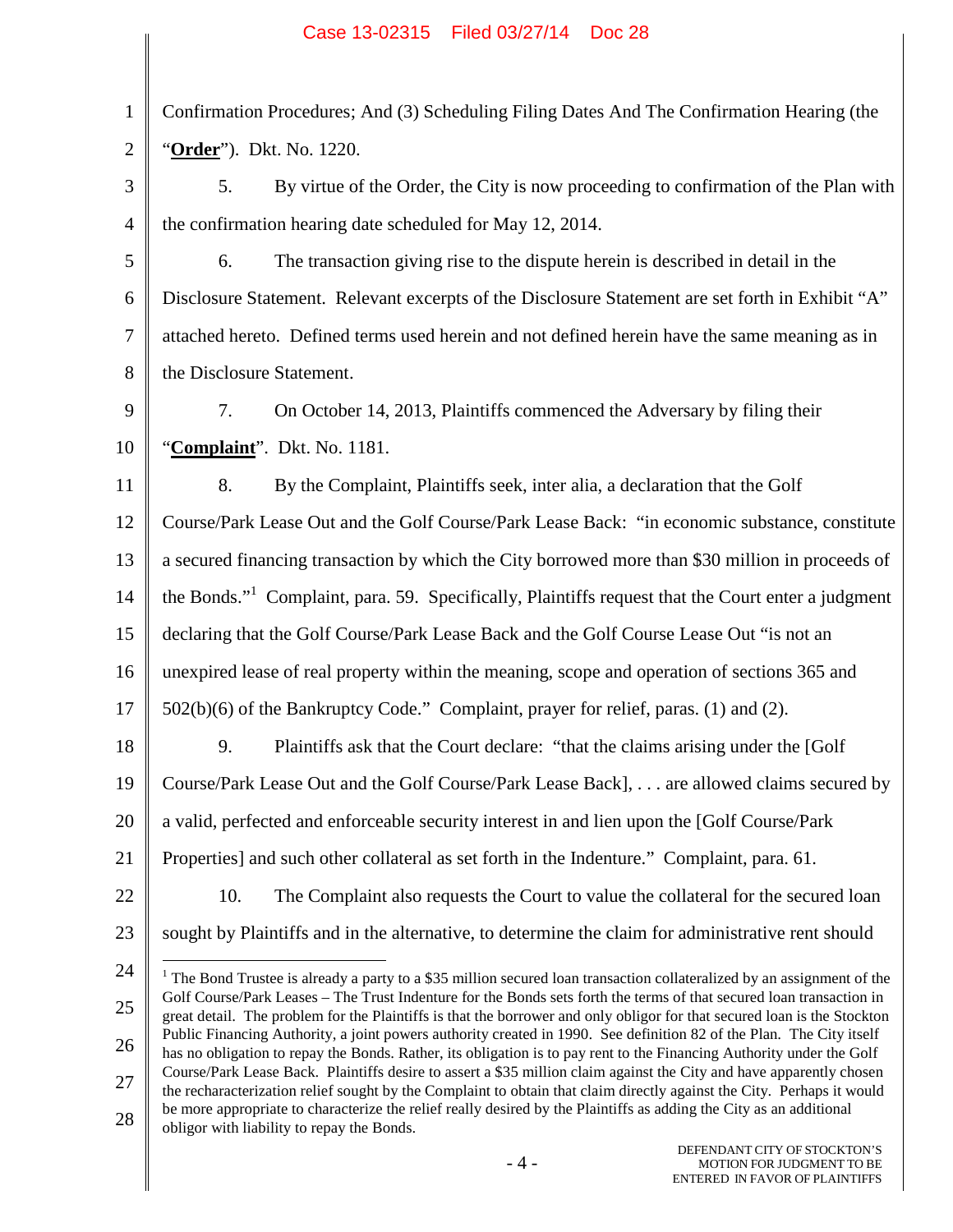Confirmation Procedures; And (3) Scheduling Filing Dates And The Confirmation Hearing (the "**Order**"). Dkt. No. 1220.

5. By virtue of the Order, the City is now proceeding to confirmation of the Plan with the confirmation hearing date scheduled for May 12, 2014.

6. The transaction giving rise to the dispute herein is described in detail in the Disclosure Statement. Relevant excerpts of the Disclosure Statement are set forth in Exhibit "A" attached hereto. Defined terms used herein and not defined herein have the same meaning as in the Disclosure Statement.

7. On October 14, 2013, Plaintiffs commenced the Adversary by filing their "**Complaint**". Dkt. No. 1181.

8. By the Complaint, Plaintiffs seek, inter alia, a declaration that the Golf Course/Park Lease Out and the Golf Course/Park Lease Back: "in economic substance, constitute a secured financing transaction by which the City borrowed more than $30 million in proceeds of the Bonds."[1] Complaint, para. 59. Specifically, Plaintiffs request that the Court enter a judgment declaring that the Golf Course/Park Lease Back and the Golf Course Lease Out "is not an unexpired lease of real property within the meaning, scope and operation of sections 365 and 502(b)(6) of the Bankruptcy Code." Complaint, prayer for relief, paras. (1) and (2).

9. Plaintiffs ask that the Court declare: "that the claims arising under the [Golf Course/Park Lease Out and the Golf Course/Park Lease Back], . . . are allowed claims secured by a valid, perfected and enforceable security interest in and lien upon the [Golf Course/Park Properties] and such other collateral as set forth in the Indenture." Complaint, para. 61.

10. The Complaint also requests the Court to value the collateral for the secured loan sought by Plaintiffs and in the alternative, to determine the claim for administrative rent should

---

[1] The Bond Trustee is already a party to a $35 million secured loan transaction collateralized by an assignment of the Golf Course/Park Leases – The Trust Indenture for the Bonds sets forth the terms of that secured loan transaction in great detail. The problem for the Plaintiffs is that the borrower and only obligor for that secured loan is the Stockton Public Financing Authority, a joint powers authority created in 1990. See definition 82 of the Plan. The City itself has no obligation to repay the Bonds. Rather, its obligation is to pay rent to the Financing Authority under the Golf Course/Park Lease Back. Plaintiffs desire to assert a $35 million claim against the City and have apparently chosen the recharacterization relief sought by the Complaint to obtain that claim directly against the City. Perhaps it would be more appropriate to characterize the relief really desired by the Plaintiffs as adding the City as an additional obligor with liability to repay the Bonds.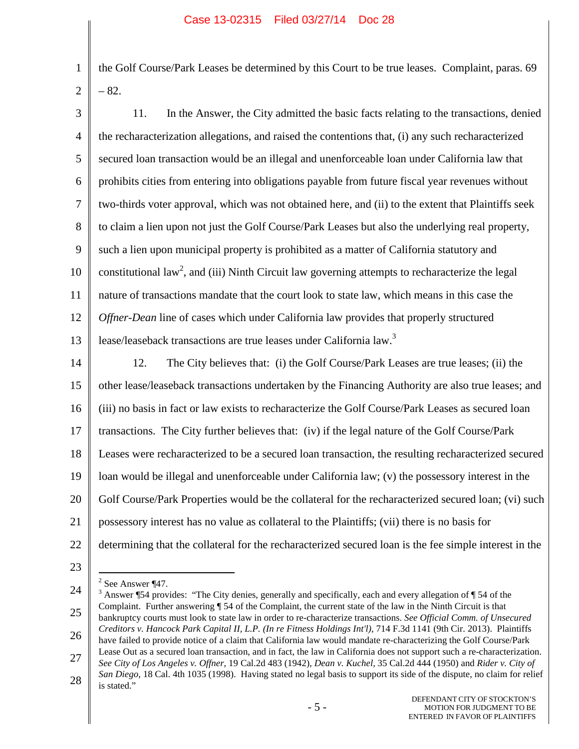the Golf Course/Park Leases be determined by this Court to be true leases. Complaint, paras. 69 – 82.

11. In the Answer, the City admitted the basic facts relating to the transactions, denied the recharacterization allegations, and raised the contentions that, (i) any such recharacterized secured loan transaction would be an illegal and unenforceable loan under California law that prohibits cities from entering into obligations payable from future fiscal year revenues without two-thirds voter approval, which was not obtained here, and (ii) to the extent that Plaintiffs seek to claim a lien upon not just the Golf Course/Park Leases but also the underlying real property, such a lien upon municipal property is prohibited as a matter of California statutory and constitutional law[2], and (iii) Ninth Circuit law governing attempts to recharacterize the legal nature of transactions mandate that the court look to state law, which means in this case the *Offner-Dean* line of cases which under California law provides that properly structured lease/leaseback transactions are true leases under California law.[3]

12. The City believes that: (i) the Golf Course/Park Leases are true leases; (ii) the other lease/leaseback transactions undertaken by the Financing Authority are also true leases; and (iii) no basis in fact or law exists to recharacterize the Golf Course/Park Leases as secured loan transactions. The City further believes that: (iv) if the legal nature of the Golf Course/Park Leases were recharacterized to be a secured loan transaction, the resulting recharacterized secured loan would be illegal and unenforceable under California law; (v) the possessory interest in the Golf Course/Park Properties would be the collateral for the recharacterized secured loan; (vi) such possessory interest has no value as collateral to the Plaintiffs; (vii) there is no basis for determining that the collateral for the recharacterized secured loan is the fee simple interest in the

---

[2] See Answer ¶47.

[3] Answer ¶54 provides: "The City denies, generally and specifically, each and every allegation of ¶ 54 of the Complaint. Further answering ¶ 54 of the Complaint, the current state of the law in the Ninth Circuit is that bankruptcy courts must look to state law in order to re-characterize transactions. *See Official Comm. of Unsecured Creditors v. Hancock Park Capital II, L.P. (In re Fitness Holdings Int'l)*, 714 F.3d 1141 (9th Cir. 2013). Plaintiffs have failed to provide notice of a claim that California law would mandate re-characterizing the Golf Course/Park Lease Out as a secured loan transaction, and in fact, the law in California does not support such a re-characterization. *See City of Los Angeles v. Offner*, 19 Cal.2d 483 (1942), *Dean v. Kuchel*, 35 Cal.2d 444 (1950) and *Rider v. City of San Diego*, 18 Cal. 4th 1035 (1998). Having stated no legal basis to support its side of the dispute, no claim for relief is stated."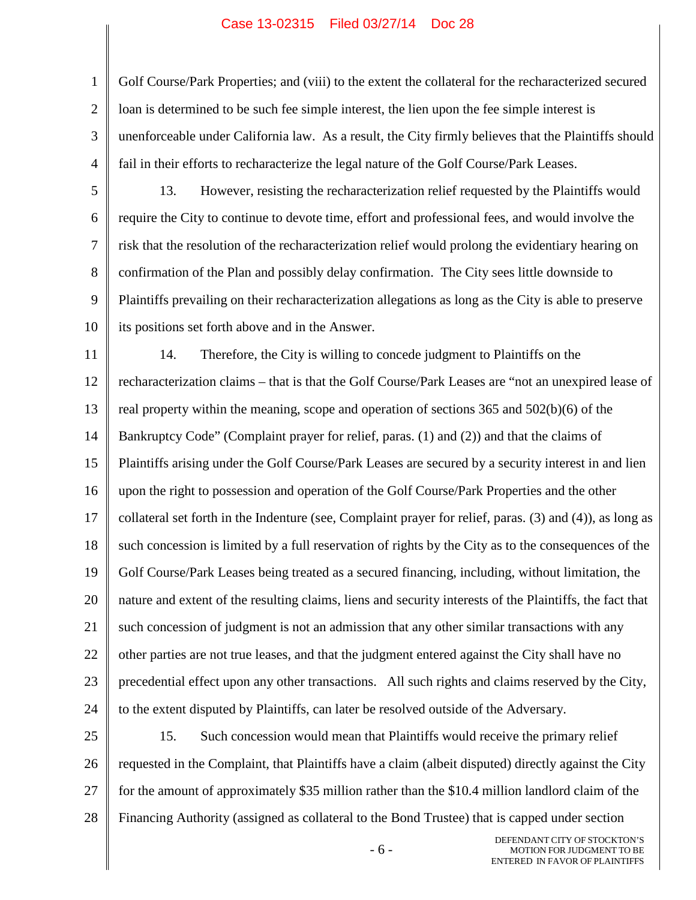Golf Course/Park Properties; and (viii) to the extent the collateral for the recharacterized secured loan is determined to be such fee simple interest, the lien upon the fee simple interest is unenforceable under California law. As a result, the City firmly believes that the Plaintiffs should fail in their efforts to recharacterize the legal nature of the Golf Course/Park Leases.

13. However, resisting the recharacterization relief requested by the Plaintiffs would require the City to continue to devote time, effort and professional fees, and would involve the risk that the resolution of the recharacterization relief would prolong the evidentiary hearing on confirmation of the Plan and possibly delay confirmation. The City sees little downside to Plaintiffs prevailing on their recharacterization allegations as long as the City is able to preserve its positions set forth above and in the Answer.

14. Therefore, the City is willing to concede judgment to Plaintiffs on the recharacterization claims – that is that the Golf Course/Park Leases are "not an unexpired lease of real property within the meaning, scope and operation of sections 365 and 502(b)(6) of the Bankruptcy Code" (Complaint prayer for relief, paras. (1) and (2)) and that the claims of Plaintiffs arising under the Golf Course/Park Leases are secured by a security interest in and lien upon the right to possession and operation of the Golf Course/Park Properties and the other collateral set forth in the Indenture (see, Complaint prayer for relief, paras. (3) and (4)), as long as such concession is limited by a full reservation of rights by the City as to the consequences of the Golf Course/Park Leases being treated as a secured financing, including, without limitation, the nature and extent of the resulting claims, liens and security interests of the Plaintiffs, the fact that such concession of judgment is not an admission that any other similar transactions with any other parties are not true leases, and that the judgment entered against the City shall have no precedential effect upon any other transactions. All such rights and claims reserved by the City, to the extent disputed by Plaintiffs, can later be resolved outside of the Adversary.

15. Such concession would mean that Plaintiffs would receive the primary relief requested in the Complaint, that Plaintiffs have a claim (albeit disputed) directly against the City for the amount of approximately $35 million rather than the $10.4 million landlord claim of the Financing Authority (assigned as collateral to the Bond Trustee) that is capped under section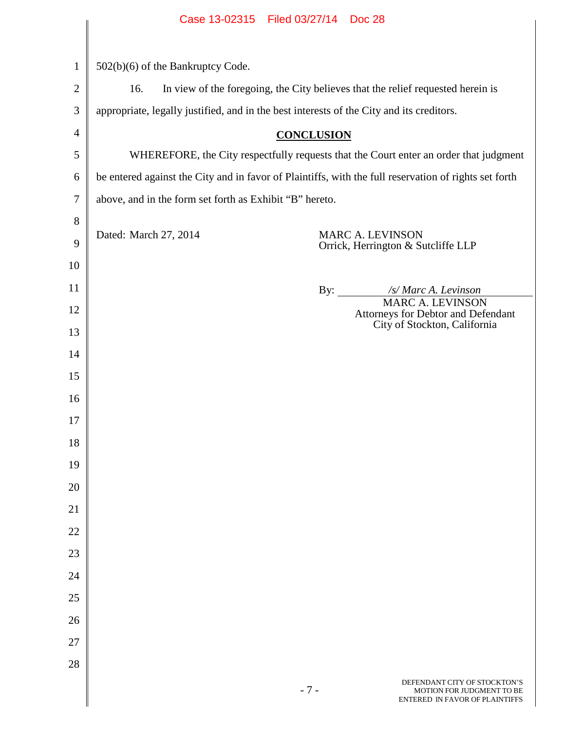502(b)(6) of the Bankruptcy Code.

16. In view of the foregoing, the City believes that the relief requested herein is appropriate, legally justified, and in the best interests of the City and its creditors.

## CONCLUSION

WHEREFORE, the City respectfully requests that the Court enter an order that judgment be entered against the City and in favor of Plaintiffs, with the full reservation of rights set forth above, and in the form set forth as Exhibit "B" hereto.

Dated: March 27, 2014

MARC A. LEVINSON
Orrick, Herrington & Sutcliffe LLP

By: */s/ Marc A. Levinson*
MARC A. LEVINSON
Attorneys for Debtor and Defendant
City of Stockton, California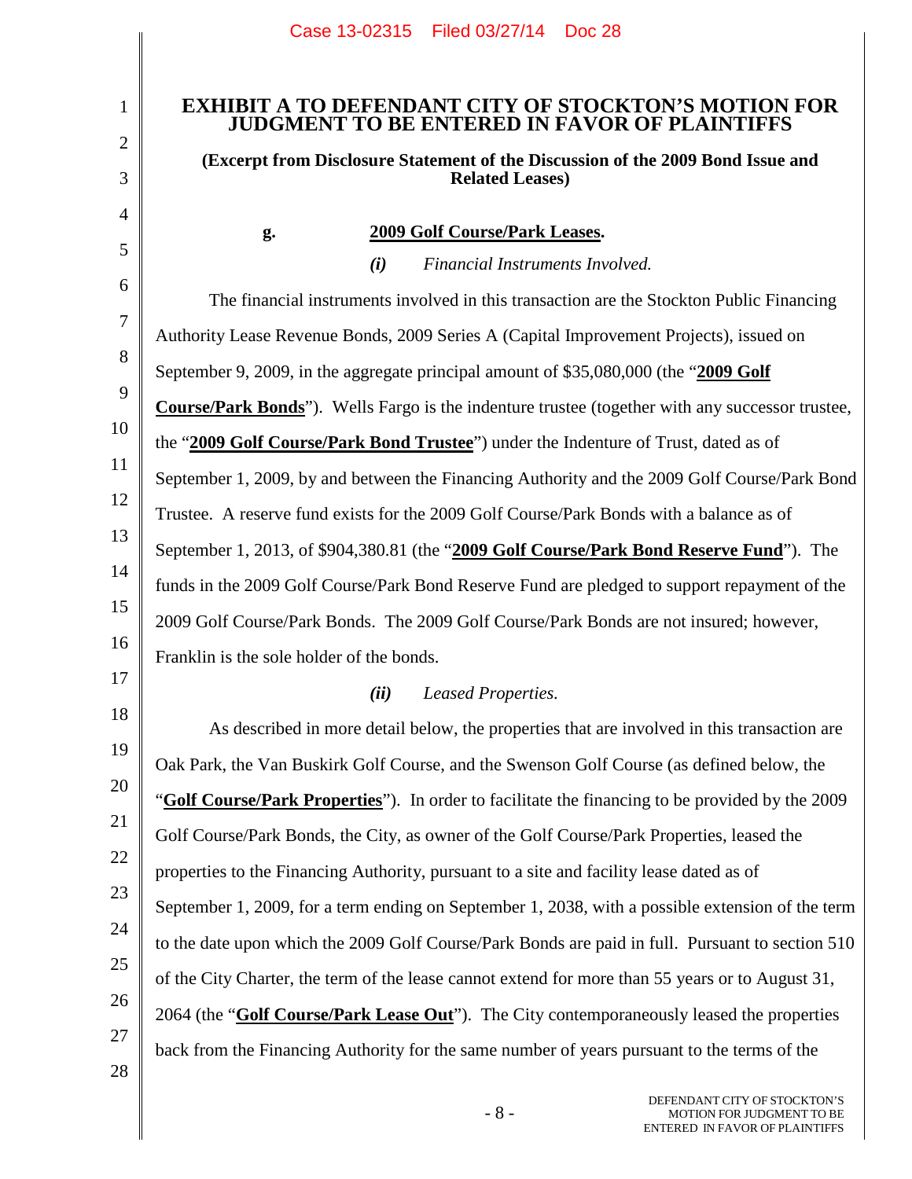# EXHIBIT A TO DEFENDANT CITY OF STOCKTON'S MOTION FOR JUDGMENT TO BE ENTERED IN FAVOR OF PLAINTIFFS

**(Excerpt from Disclosure Statement of the Discussion of the 2009 Bond Issue and Related Leases)**

**g. 2009 Golf Course/Park Leases.**

***(i)*** *Financial Instruments Involved.*

The financial instruments involved in this transaction are the Stockton Public Financing Authority Lease Revenue Bonds, 2009 Series A (Capital Improvement Projects), issued on September 9, 2009, in the aggregate principal amount of $35,080,000 (the "**2009 Golf Course/Park Bonds**"). Wells Fargo is the indenture trustee (together with any successor trustee, the "**2009 Golf Course/Park Bond Trustee**") under the Indenture of Trust, dated as of September 1, 2009, by and between the Financing Authority and the 2009 Golf Course/Park Bond Trustee. A reserve fund exists for the 2009 Golf Course/Park Bonds with a balance as of September 1, 2013, of $904,380.81 (the "**2009 Golf Course/Park Bond Reserve Fund**"). The funds in the 2009 Golf Course/Park Bond Reserve Fund are pledged to support repayment of the 2009 Golf Course/Park Bonds. The 2009 Golf Course/Park Bonds are not insured; however, Franklin is the sole holder of the bonds.

***(ii)*** *Leased Properties.*

As described in more detail below, the properties that are involved in this transaction are Oak Park, the Van Buskirk Golf Course, and the Swenson Golf Course (as defined below, the "**Golf Course/Park Properties**"). In order to facilitate the financing to be provided by the 2009 Golf Course/Park Bonds, the City, as owner of the Golf Course/Park Properties, leased the properties to the Financing Authority, pursuant to a site and facility lease dated as of September 1, 2009, for a term ending on September 1, 2038, with a possible extension of the term to the date upon which the 2009 Golf Course/Park Bonds are paid in full. Pursuant to section 510 of the City Charter, the term of the lease cannot extend for more than 55 years or to August 31, 2064 (the "**Golf Course/Park Lease Out**"). The City contemporaneously leased the properties back from the Financing Authority for the same number of years pursuant to the terms of the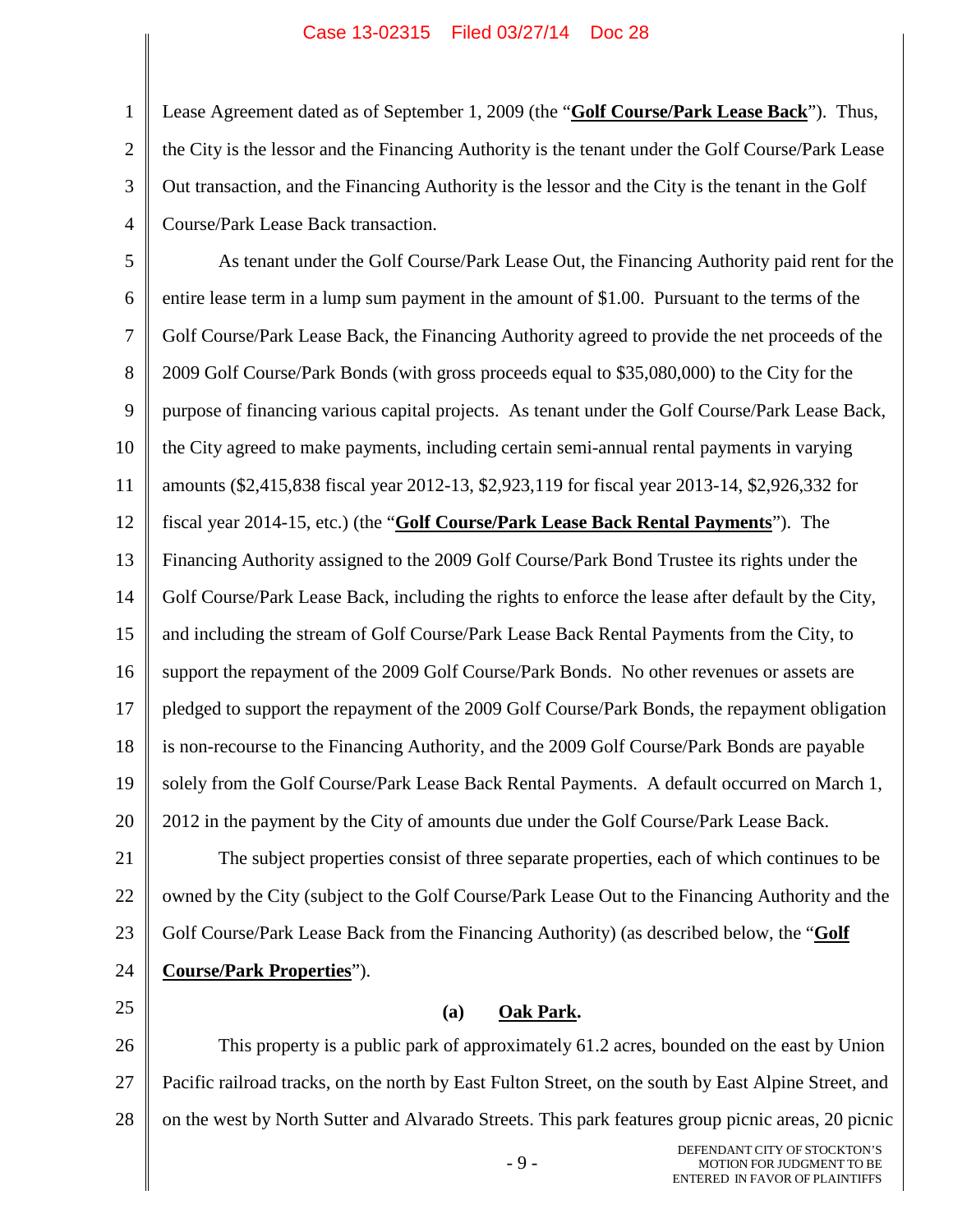Lease Agreement dated as of September 1, 2009 (the "**Golf Course/Park Lease Back**"). Thus, the City is the lessor and the Financing Authority is the tenant under the Golf Course/Park Lease Out transaction, and the Financing Authority is the lessor and the City is the tenant in the Golf Course/Park Lease Back transaction.

As tenant under the Golf Course/Park Lease Out, the Financing Authority paid rent for the entire lease term in a lump sum payment in the amount of $1.00. Pursuant to the terms of the Golf Course/Park Lease Back, the Financing Authority agreed to provide the net proceeds of the 2009 Golf Course/Park Bonds (with gross proceeds equal to $35,080,000) to the City for the purpose of financing various capital projects. As tenant under the Golf Course/Park Lease Back, the City agreed to make payments, including certain semi-annual rental payments in varying amounts ($2,415,838 fiscal year 2012-13, $2,923,119 for fiscal year 2013-14, $2,926,332 for fiscal year 2014-15, etc.) (the "**Golf Course/Park Lease Back Rental Payments**"). The Financing Authority assigned to the 2009 Golf Course/Park Bond Trustee its rights under the Golf Course/Park Lease Back, including the rights to enforce the lease after default by the City, and including the stream of Golf Course/Park Lease Back Rental Payments from the City, to support the repayment of the 2009 Golf Course/Park Bonds. No other revenues or assets are pledged to support the repayment of the 2009 Golf Course/Park Bonds, the repayment obligation is non-recourse to the Financing Authority, and the 2009 Golf Course/Park Bonds are payable solely from the Golf Course/Park Lease Back Rental Payments. A default occurred on March 1, 2012 in the payment by the City of amounts due under the Golf Course/Park Lease Back.

The subject properties consist of three separate properties, each of which continues to be owned by the City (subject to the Golf Course/Park Lease Out to the Financing Authority and the Golf Course/Park Lease Back from the Financing Authority) (as described below, the "**Golf Course/Park Properties**").

**(a) Oak Park.**

This property is a public park of approximately 61.2 acres, bounded on the east by Union Pacific railroad tracks, on the north by East Fulton Street, on the south by East Alpine Street, and on the west by North Sutter and Alvarado Streets. This park features group picnic areas, 20 picnic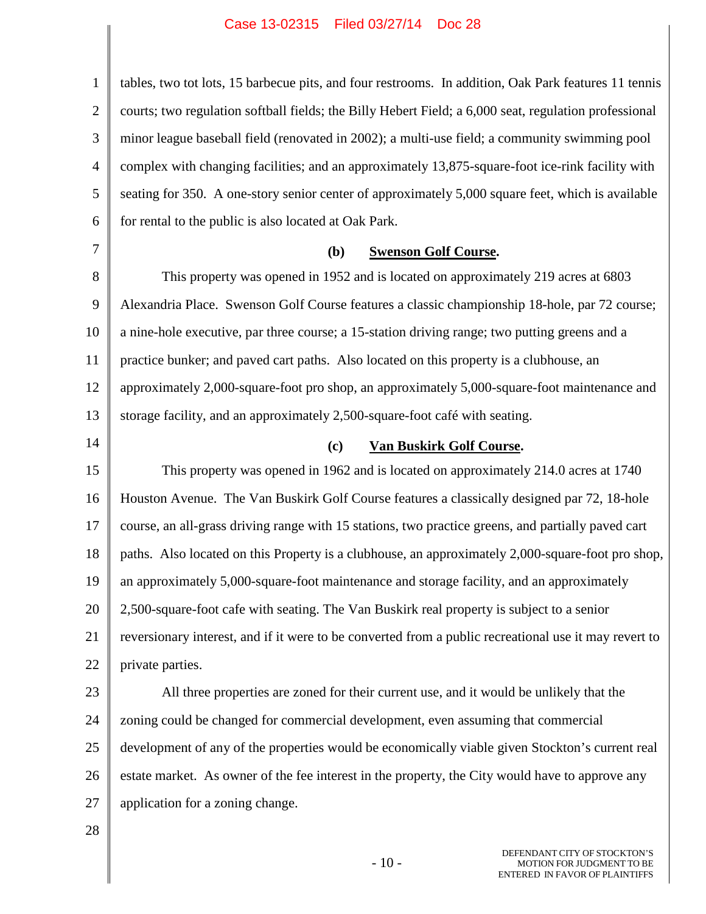tables, two tot lots, 15 barbecue pits, and four restrooms. In addition, Oak Park features 11 tennis courts; two regulation softball fields; the Billy Hebert Field; a 6,000 seat, regulation professional minor league baseball field (renovated in 2002); a multi-use field; a community swimming pool complex with changing facilities; and an approximately 13,875-square-foot ice-rink facility with seating for 350. A one-story senior center of approximately 5,000 square feet, which is available for rental to the public is also located at Oak Park.

**(b) Swenson Golf Course.**

This property was opened in 1952 and is located on approximately 219 acres at 6803 Alexandria Place. Swenson Golf Course features a classic championship 18-hole, par 72 course; a nine-hole executive, par three course; a 15-station driving range; two putting greens and a practice bunker; and paved cart paths. Also located on this property is a clubhouse, an approximately 2,000-square-foot pro shop, an approximately 5,000-square-foot maintenance and storage facility, and an approximately 2,500-square-foot café with seating.

**(c) Van Buskirk Golf Course.**

This property was opened in 1962 and is located on approximately 214.0 acres at 1740 Houston Avenue. The Van Buskirk Golf Course features a classically designed par 72, 18-hole course, an all-grass driving range with 15 stations, two practice greens, and partially paved cart paths. Also located on this Property is a clubhouse, an approximately 2,000-square-foot pro shop, an approximately 5,000-square-foot maintenance and storage facility, and an approximately 2,500-square-foot cafe with seating. The Van Buskirk real property is subject to a senior reversionary interest, and if it were to be converted from a public recreational use it may revert to private parties.

All three properties are zoned for their current use, and it would be unlikely that the zoning could be changed for commercial development, even assuming that commercial development of any of the properties would be economically viable given Stockton's current real estate market. As owner of the fee interest in the property, the City would have to approve any application for a zoning change.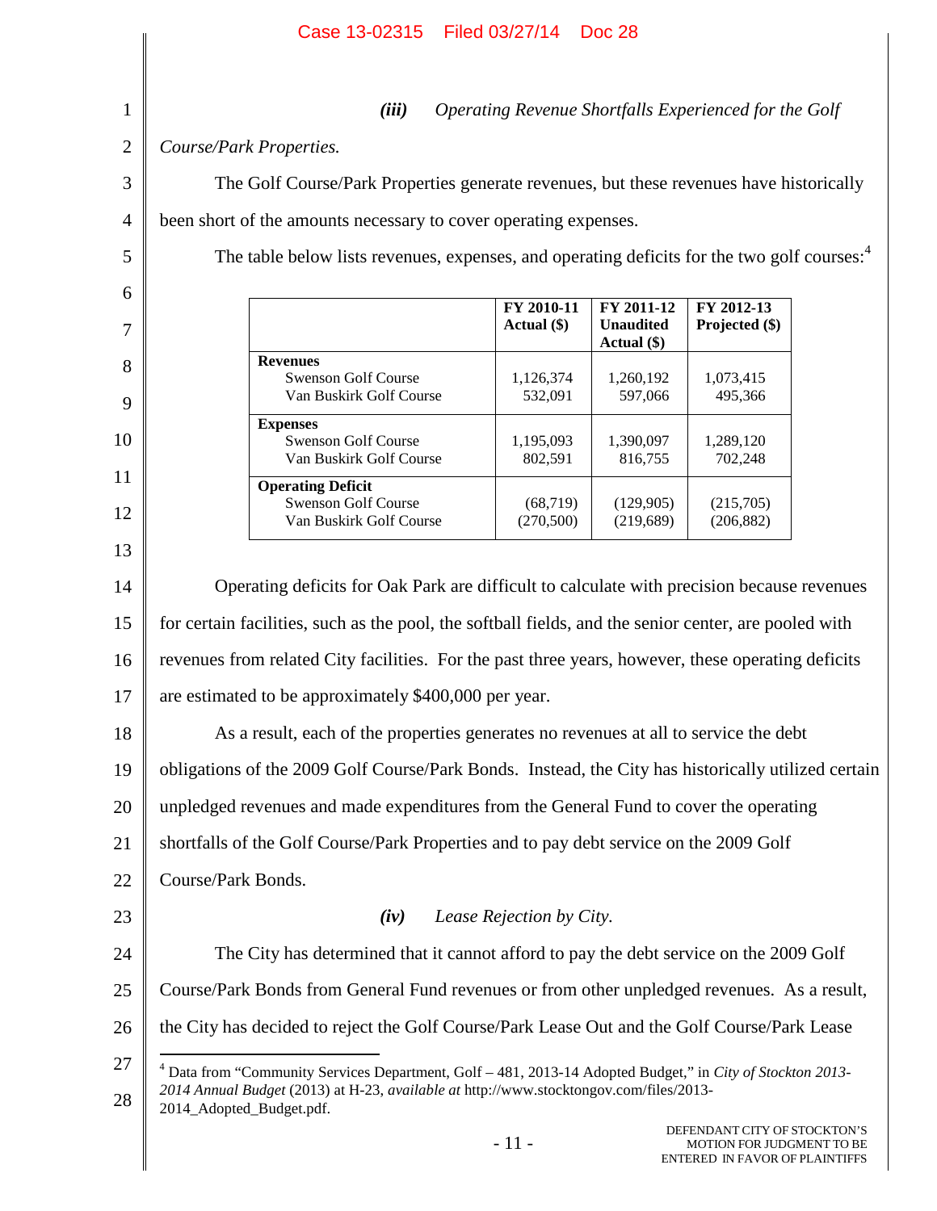### *(iii) Operating Revenue Shortfalls Experienced for the Golf Course/Park Properties.*

The Golf Course/Park Properties generate revenues, but these revenues have historically been short of the amounts necessary to cover operating expenses.

The table below lists revenues, expenses, and operating deficits for the two golf courses:[4]

| | FY 2010-11 Actual ($) | FY 2011-12 Unaudited Actual ($) | FY 2012-13 Projected ($) |
|---|---|---|---|
| **Revenues** | | | |
| Swenson Golf Course | 1,126,374 | 1,260,192 | 1,073,415 |
| Van Buskirk Golf Course | 532,091 | 597,066 | 495,366 |
| **Expenses** | | | |
| Swenson Golf Course | 1,195,093 | 1,390,097 | 1,289,120 |
| Van Buskirk Golf Course | 802,591 | 816,755 | 702,248 |
| **Operating Deficit** | | | |
| Swenson Golf Course | (68,719) | (129,905) | (215,705) |
| Van Buskirk Golf Course | (270,500) | (219,689) | (206,882) |

Operating deficits for Oak Park are difficult to calculate with precision because revenues for certain facilities, such as the pool, the softball fields, and the senior center, are pooled with revenues from related City facilities. For the past three years, however, these operating deficits are estimated to be approximately $400,000 per year.

As a result, each of the properties generates no revenues at all to service the debt obligations of the 2009 Golf Course/Park Bonds. Instead, the City has historically utilized certain unpledged revenues and made expenditures from the General Fund to cover the operating shortfalls of the Golf Course/Park Properties and to pay debt service on the 2009 Golf Course/Park Bonds.

### *(iv) Lease Rejection by City.*

The City has determined that it cannot afford to pay the debt service on the 2009 Golf Course/Park Bonds from General Fund revenues or from other unpledged revenues. As a result, the City has decided to reject the Golf Course/Park Lease Out and the Golf Course/Park Lease

[4] Data from "Community Services Department, Golf – 481, 2013-14 Adopted Budget," in *City of Stockton 2013-2014 Annual Budget* (2013) at H-23, *available at* http://www.stocktongov.com/files/2013-2014_Adopted_Budget.pdf.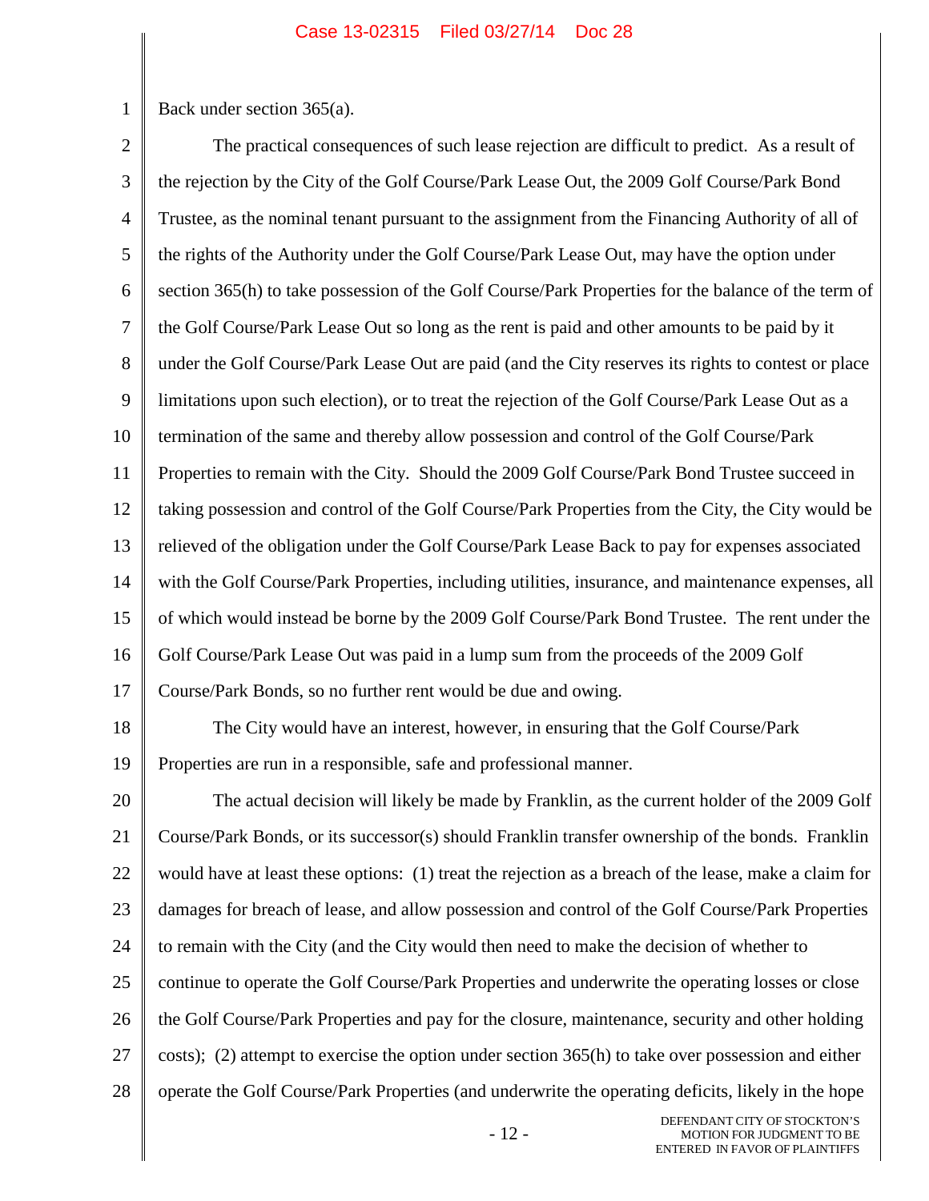Back under section 365(a).

The practical consequences of such lease rejection are difficult to predict. As a result of the rejection by the City of the Golf Course/Park Lease Out, the 2009 Golf Course/Park Bond Trustee, as the nominal tenant pursuant to the assignment from the Financing Authority of all of the rights of the Authority under the Golf Course/Park Lease Out, may have the option under section 365(h) to take possession of the Golf Course/Park Properties for the balance of the term of the Golf Course/Park Lease Out so long as the rent is paid and other amounts to be paid by it under the Golf Course/Park Lease Out are paid (and the City reserves its rights to contest or place limitations upon such election), or to treat the rejection of the Golf Course/Park Lease Out as a termination of the same and thereby allow possession and control of the Golf Course/Park Properties to remain with the City. Should the 2009 Golf Course/Park Bond Trustee succeed in taking possession and control of the Golf Course/Park Properties from the City, the City would be relieved of the obligation under the Golf Course/Park Lease Back to pay for expenses associated with the Golf Course/Park Properties, including utilities, insurance, and maintenance expenses, all of which would instead be borne by the 2009 Golf Course/Park Bond Trustee. The rent under the Golf Course/Park Lease Out was paid in a lump sum from the proceeds of the 2009 Golf Course/Park Bonds, so no further rent would be due and owing.

The City would have an interest, however, in ensuring that the Golf Course/Park Properties are run in a responsible, safe and professional manner.

The actual decision will likely be made by Franklin, as the current holder of the 2009 Golf Course/Park Bonds, or its successor(s) should Franklin transfer ownership of the bonds. Franklin would have at least these options: (1) treat the rejection as a breach of the lease, make a claim for damages for breach of lease, and allow possession and control of the Golf Course/Park Properties to remain with the City (and the City would then need to make the decision of whether to continue to operate the Golf Course/Park Properties and underwrite the operating losses or close the Golf Course/Park Properties and pay for the closure, maintenance, security and other holding costs); (2) attempt to exercise the option under section 365(h) to take over possession and either operate the Golf Course/Park Properties (and underwrite the operating deficits, likely in the hope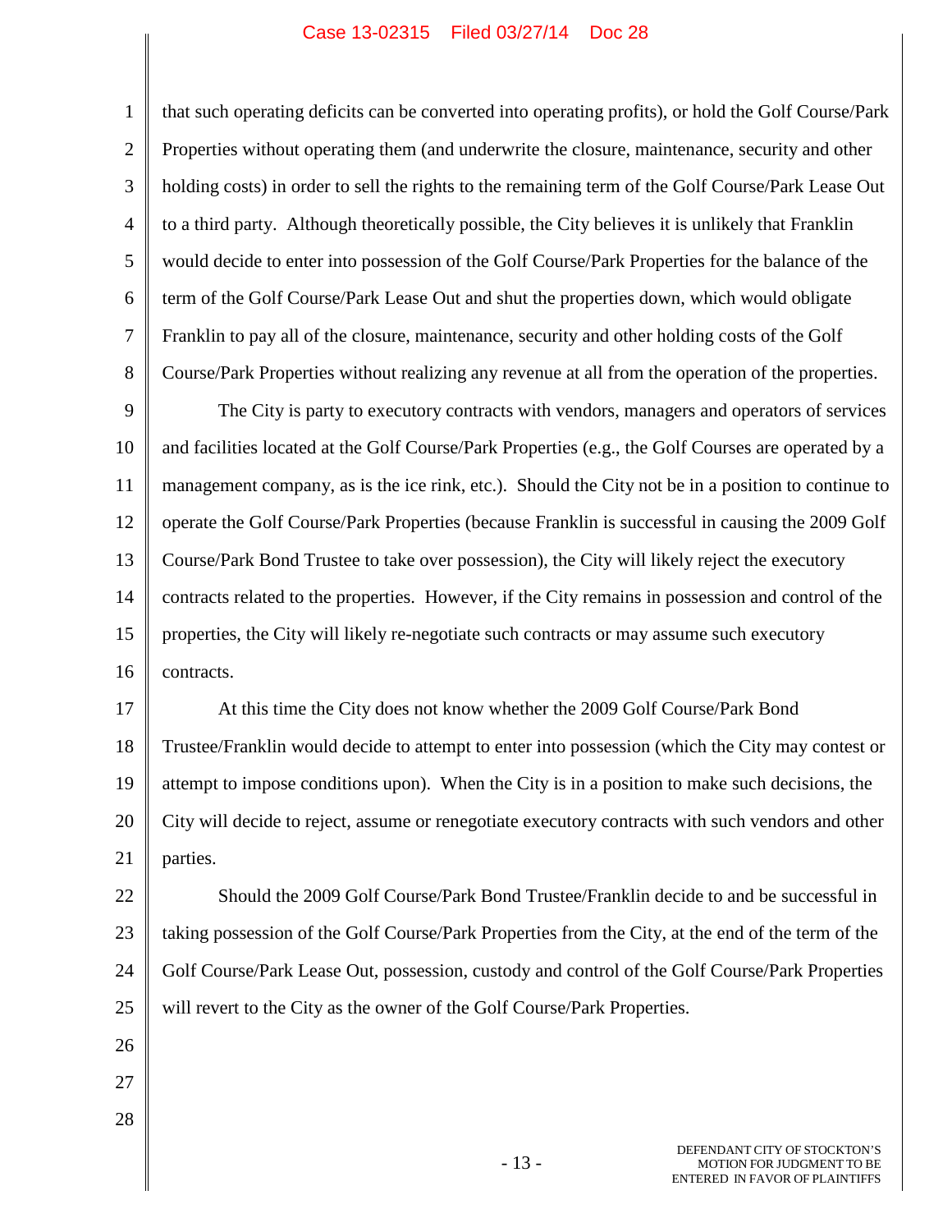that such operating deficits can be converted into operating profits), or hold the Golf Course/Park Properties without operating them (and underwrite the closure, maintenance, security and other holding costs) in order to sell the rights to the remaining term of the Golf Course/Park Lease Out to a third party. Although theoretically possible, the City believes it is unlikely that Franklin would decide to enter into possession of the Golf Course/Park Properties for the balance of the term of the Golf Course/Park Lease Out and shut the properties down, which would obligate Franklin to pay all of the closure, maintenance, security and other holding costs of the Golf Course/Park Properties without realizing any revenue at all from the operation of the properties.

The City is party to executory contracts with vendors, managers and operators of services and facilities located at the Golf Course/Park Properties (e.g., the Golf Courses are operated by a management company, as is the ice rink, etc.). Should the City not be in a position to continue to operate the Golf Course/Park Properties (because Franklin is successful in causing the 2009 Golf Course/Park Bond Trustee to take over possession), the City will likely reject the executory contracts related to the properties. However, if the City remains in possession and control of the properties, the City will likely re-negotiate such contracts or may assume such executory contracts.

At this time the City does not know whether the 2009 Golf Course/Park Bond Trustee/Franklin would decide to attempt to enter into possession (which the City may contest or attempt to impose conditions upon). When the City is in a position to make such decisions, the City will decide to reject, assume or renegotiate executory contracts with such vendors and other parties.

Should the 2009 Golf Course/Park Bond Trustee/Franklin decide to and be successful in taking possession of the Golf Course/Park Properties from the City, at the end of the term of the Golf Course/Park Lease Out, possession, custody and control of the Golf Course/Park Properties will revert to the City as the owner of the Golf Course/Park Properties.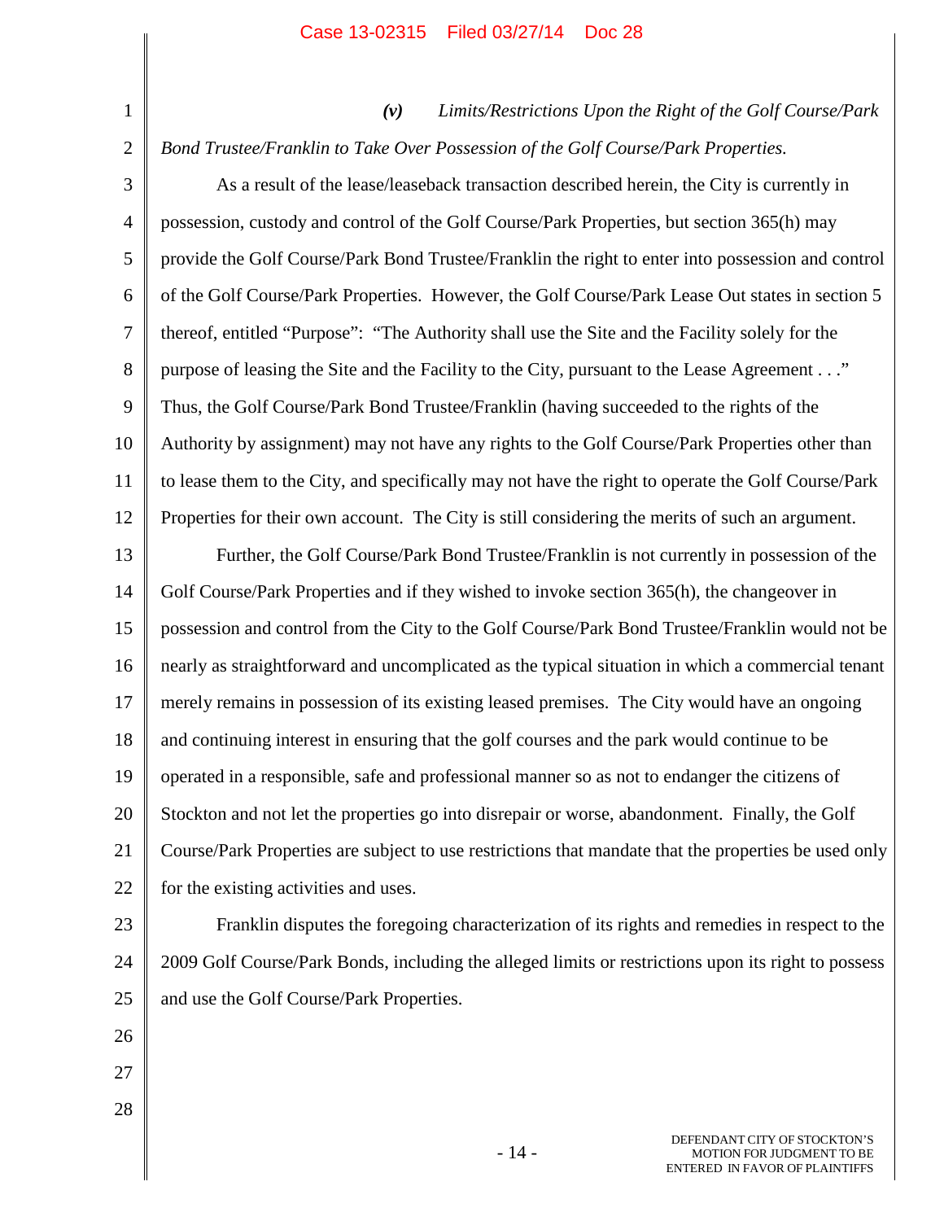*(v) Limits/Restrictions Upon the Right of the Golf Course/Park Bond Trustee/Franklin to Take Over Possession of the Golf Course/Park Properties.*

As a result of the lease/leaseback transaction described herein, the City is currently in possession, custody and control of the Golf Course/Park Properties, but section 365(h) may provide the Golf Course/Park Bond Trustee/Franklin the right to enter into possession and control of the Golf Course/Park Properties. However, the Golf Course/Park Lease Out states in section 5 thereof, entitled "Purpose": "The Authority shall use the Site and the Facility solely for the purpose of leasing the Site and the Facility to the City, pursuant to the Lease Agreement . . ." Thus, the Golf Course/Park Bond Trustee/Franklin (having succeeded to the rights of the Authority by assignment) may not have any rights to the Golf Course/Park Properties other than to lease them to the City, and specifically may not have the right to operate the Golf Course/Park Properties for their own account. The City is still considering the merits of such an argument.

Further, the Golf Course/Park Bond Trustee/Franklin is not currently in possession of the Golf Course/Park Properties and if they wished to invoke section 365(h), the changeover in possession and control from the City to the Golf Course/Park Bond Trustee/Franklin would not be nearly as straightforward and uncomplicated as the typical situation in which a commercial tenant merely remains in possession of its existing leased premises. The City would have an ongoing and continuing interest in ensuring that the golf courses and the park would continue to be operated in a responsible, safe and professional manner so as not to endanger the citizens of Stockton and not let the properties go into disrepair or worse, abandonment. Finally, the Golf Course/Park Properties are subject to use restrictions that mandate that the properties be used only for the existing activities and uses.

Franklin disputes the foregoing characterization of its rights and remedies in respect to the 2009 Golf Course/Park Bonds, including the alleged limits or restrictions upon its right to possess and use the Golf Course/Park Properties.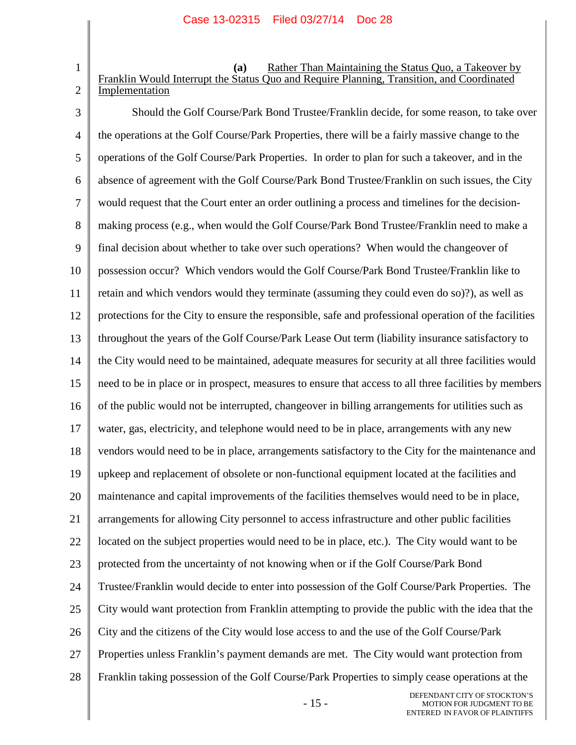**(a)** <u>Rather Than Maintaining the Status Quo, a Takeover by Franklin Would Interrupt the Status Quo and Require Planning, Transition, and Coordinated Implementation</u>

Should the Golf Course/Park Bond Trustee/Franklin decide, for some reason, to take over the operations at the Golf Course/Park Properties, there will be a fairly massive change to the operations of the Golf Course/Park Properties. In order to plan for such a takeover, and in the absence of agreement with the Golf Course/Park Bond Trustee/Franklin on such issues, the City would request that the Court enter an order outlining a process and timelines for the decision-making process (e.g., when would the Golf Course/Park Bond Trustee/Franklin need to make a final decision about whether to take over such operations? When would the changeover of possession occur? Which vendors would the Golf Course/Park Bond Trustee/Franklin like to retain and which vendors would they terminate (assuming they could even do so)?), as well as protections for the City to ensure the responsible, safe and professional operation of the facilities throughout the years of the Golf Course/Park Lease Out term (liability insurance satisfactory to the City would need to be maintained, adequate measures for security at all three facilities would need to be in place or in prospect, measures to ensure that access to all three facilities by members of the public would not be interrupted, changeover in billing arrangements for utilities such as water, gas, electricity, and telephone would need to be in place, arrangements with any new vendors would need to be in place, arrangements satisfactory to the City for the maintenance and upkeep and replacement of obsolete or non-functional equipment located at the facilities and maintenance and capital improvements of the facilities themselves would need to be in place, arrangements for allowing City personnel to access infrastructure and other public facilities located on the subject properties would need to be in place, etc.). The City would want to be protected from the uncertainty of not knowing when or if the Golf Course/Park Bond Trustee/Franklin would decide to enter into possession of the Golf Course/Park Properties. The City would want protection from Franklin attempting to provide the public with the idea that the City and the citizens of the City would lose access to and the use of the Golf Course/Park Properties unless Franklin's payment demands are met. The City would want protection from Franklin taking possession of the Golf Course/Park Properties to simply cease operations at the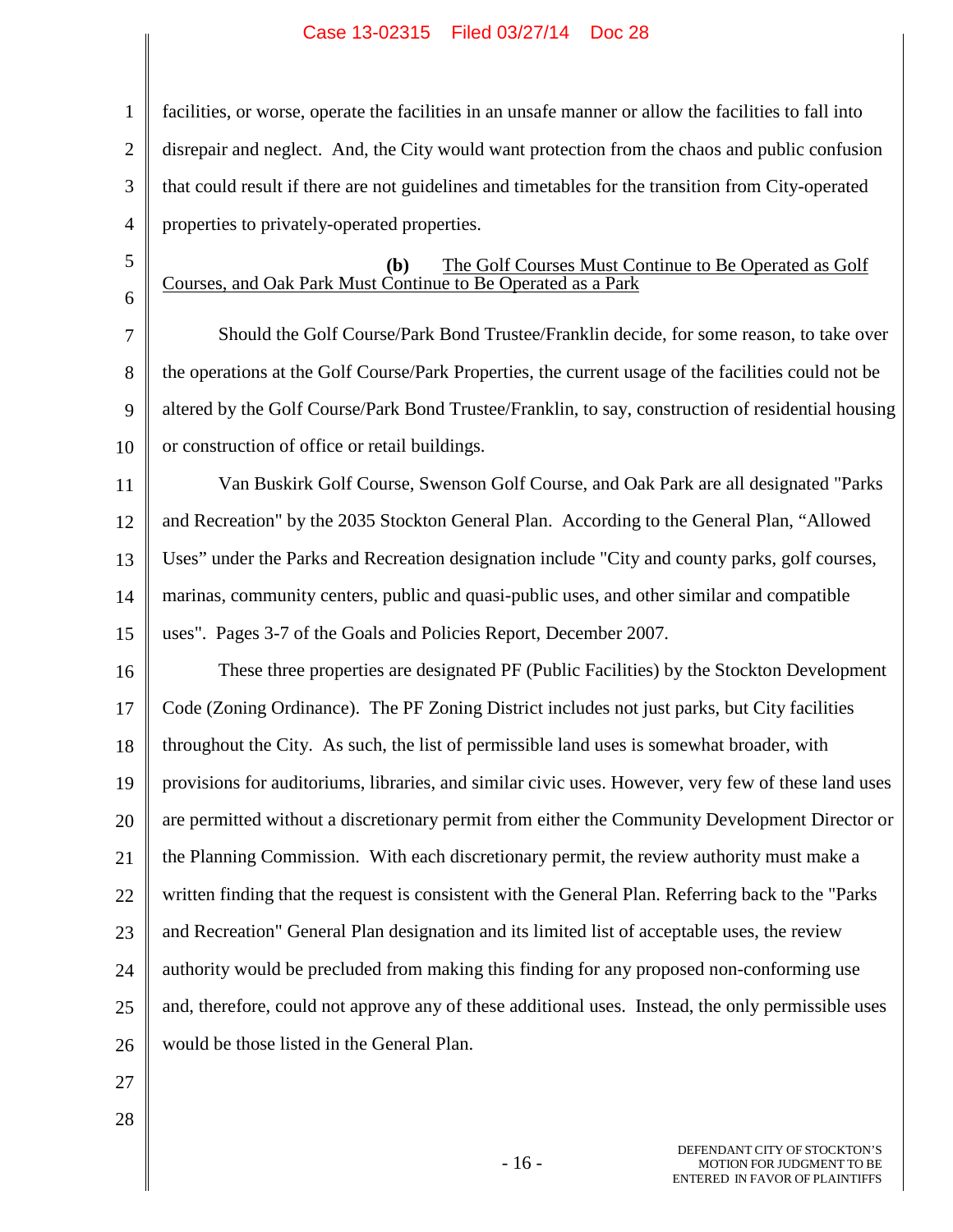facilities, or worse, operate the facilities in an unsafe manner or allow the facilities to fall into disrepair and neglect. And, the City would want protection from the chaos and public confusion that could result if there are not guidelines and timetables for the transition from City-operated properties to privately-operated properties.

**(b)** The Golf Courses Must Continue to Be Operated as Golf Courses, and Oak Park Must Continue to Be Operated as a Park

Should the Golf Course/Park Bond Trustee/Franklin decide, for some reason, to take over the operations at the Golf Course/Park Properties, the current usage of the facilities could not be altered by the Golf Course/Park Bond Trustee/Franklin, to say, construction of residential housing or construction of office or retail buildings.

Van Buskirk Golf Course, Swenson Golf Course, and Oak Park are all designated "Parks and Recreation" by the 2035 Stockton General Plan. According to the General Plan, "Allowed Uses" under the Parks and Recreation designation include "City and county parks, golf courses, marinas, community centers, public and quasi-public uses, and other similar and compatible uses". Pages 3-7 of the Goals and Policies Report, December 2007.

These three properties are designated PF (Public Facilities) by the Stockton Development Code (Zoning Ordinance). The PF Zoning District includes not just parks, but City facilities throughout the City. As such, the list of permissible land uses is somewhat broader, with provisions for auditoriums, libraries, and similar civic uses. However, very few of these land uses are permitted without a discretionary permit from either the Community Development Director or the Planning Commission. With each discretionary permit, the review authority must make a written finding that the request is consistent with the General Plan. Referring back to the "Parks and Recreation" General Plan designation and its limited list of acceptable uses, the review authority would be precluded from making this finding for any proposed non-conforming use and, therefore, could not approve any of these additional uses. Instead, the only permissible uses would be those listed in the General Plan.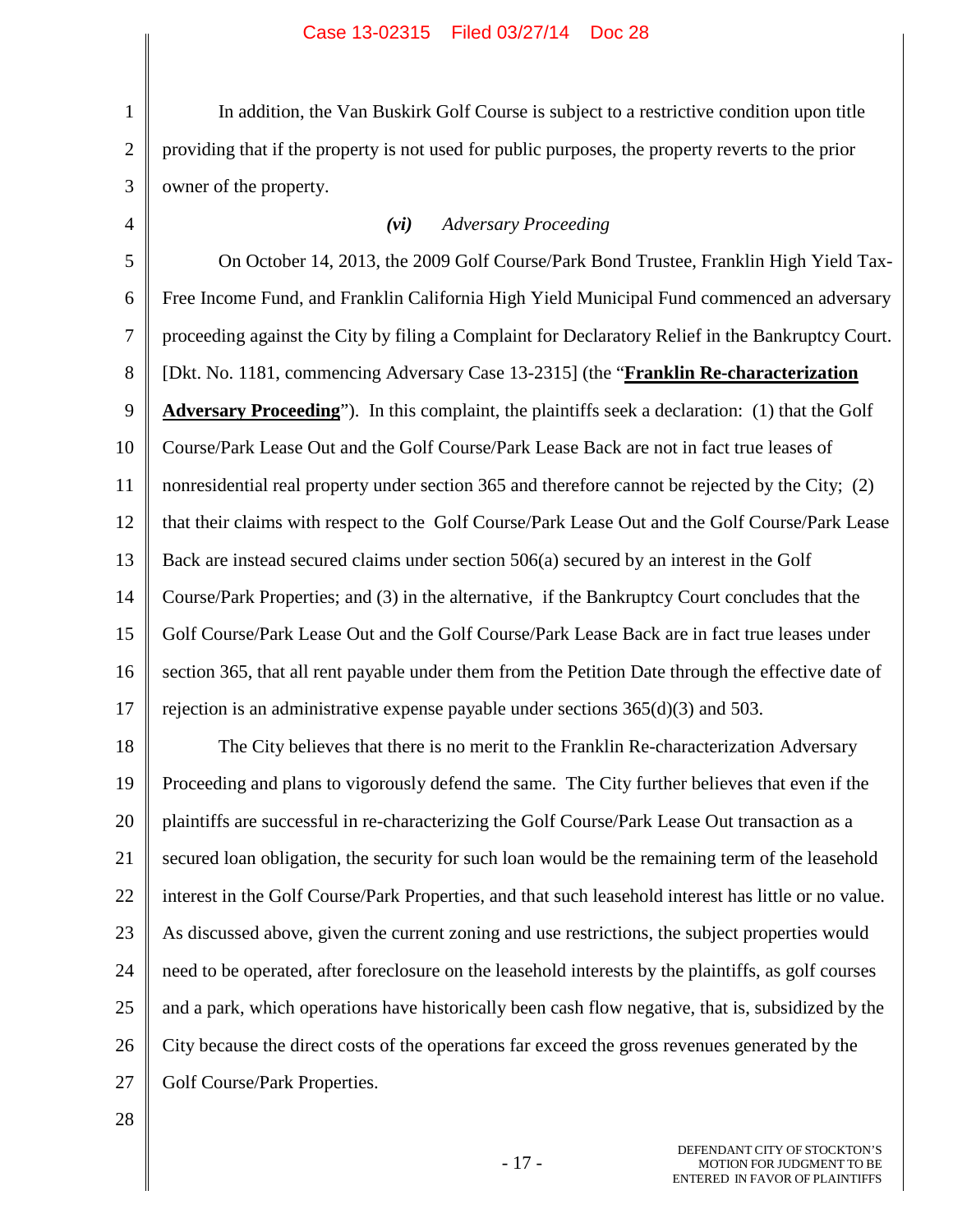In addition, the Van Buskirk Golf Course is subject to a restrictive condition upon title providing that if the property is not used for public purposes, the property reverts to the prior owner of the property.

### *(vi) Adversary Proceeding*

On October 14, 2013, the 2009 Golf Course/Park Bond Trustee, Franklin High Yield Tax-Free Income Fund, and Franklin California High Yield Municipal Fund commenced an adversary proceeding against the City by filing a Complaint for Declaratory Relief in the Bankruptcy Court. [Dkt. No. 1181, commencing Adversary Case 13-2315] (the "**Franklin Re-characterization Adversary Proceeding**"). In this complaint, the plaintiffs seek a declaration: (1) that the Golf Course/Park Lease Out and the Golf Course/Park Lease Back are not in fact true leases of nonresidential real property under section 365 and therefore cannot be rejected by the City; (2) that their claims with respect to the Golf Course/Park Lease Out and the Golf Course/Park Lease Back are instead secured claims under section 506(a) secured by an interest in the Golf Course/Park Properties; and (3) in the alternative, if the Bankruptcy Court concludes that the Golf Course/Park Lease Out and the Golf Course/Park Lease Back are in fact true leases under section 365, that all rent payable under them from the Petition Date through the effective date of rejection is an administrative expense payable under sections 365(d)(3) and 503.

The City believes that there is no merit to the Franklin Re-characterization Adversary Proceeding and plans to vigorously defend the same. The City further believes that even if the plaintiffs are successful in re-characterizing the Golf Course/Park Lease Out transaction as a secured loan obligation, the security for such loan would be the remaining term of the leasehold interest in the Golf Course/Park Properties, and that such leasehold interest has little or no value. As discussed above, given the current zoning and use restrictions, the subject properties would need to be operated, after foreclosure on the leasehold interests by the plaintiffs, as golf courses and a park, which operations have historically been cash flow negative, that is, subsidized by the City because the direct costs of the operations far exceed the gross revenues generated by the Golf Course/Park Properties.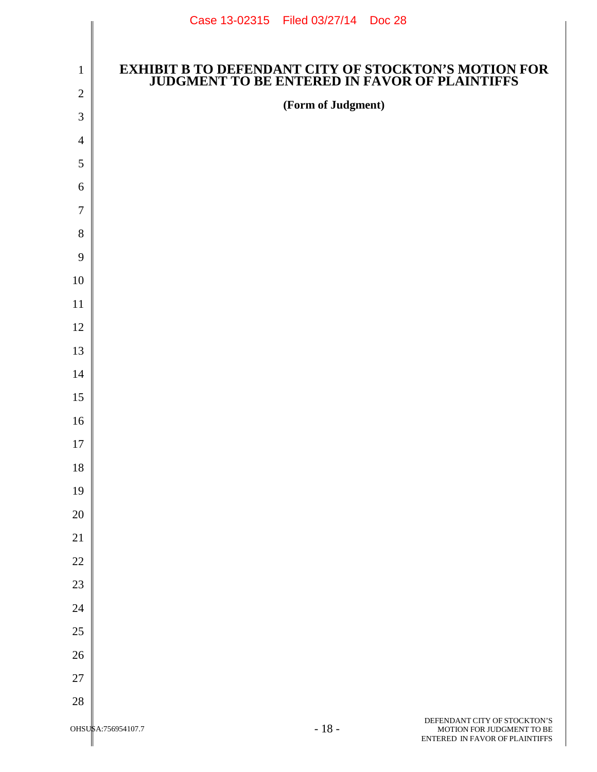# EXHIBIT B TO DEFENDANT CITY OF STOCKTON'S MOTION FOR JUDGMENT TO BE ENTERED IN FAVOR OF PLAINTIFFS

**(Form of Judgment)**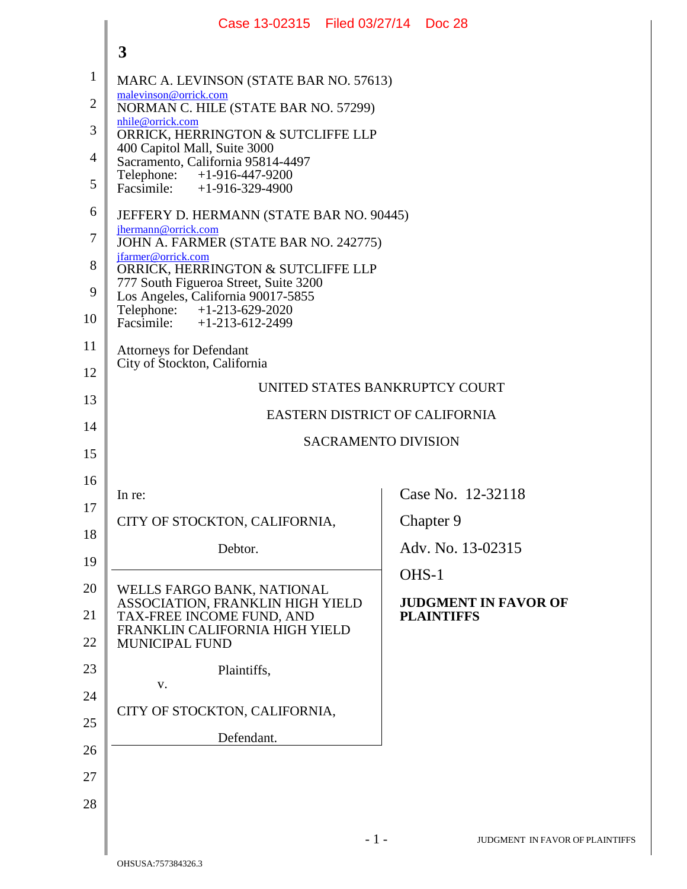3

MARC A. LEVINSON (STATE BAR NO. 57613)
malevinson@orrick.com
NORMAN C. HILE (STATE BAR NO. 57299)
nhile@orrick.com
ORRICK, HERRINGTON & SUTCLIFFE LLP
400 Capitol Mall, Suite 3000
Sacramento, California 95814-4497
Telephone: +1-916-447-9200
Facsimile: +1-916-329-4900

JEFFERY D. HERMANN (STATE BAR NO. 90445)
jhermann@orrick.com
JOHN A. FARMER (STATE BAR NO. 242775)
jfarmer@orrick.com
ORRICK, HERRINGTON & SUTCLIFFE LLP
777 South Figueroa Street, Suite 3200
Los Angeles, California 90017-5855
Telephone: +1-213-629-2020
Facsimile: +1-213-612-2499

Attorneys for Defendant
City of Stockton, California

UNITED STATES BANKRUPTCY COURT

EASTERN DISTRICT OF CALIFORNIA

SACRAMENTO DIVISION

| | |
|---|---|
| In re:<br><br>CITY OF STOCKTON, CALIFORNIA,<br><br>Debtor. | Case No. 12-32118<br><br>Chapter 9<br><br>Adv. No. 13-02315<br><br>OHS-1 |
| WELLS FARGO BANK, NATIONAL ASSOCIATION, FRANKLIN HIGH YIELD TAX-FREE INCOME FUND, AND FRANKLIN CALIFORNIA HIGH YIELD MUNICIPAL FUND<br><br>Plaintiffs,<br><br>v.<br><br>CITY OF STOCKTON, CALIFORNIA,<br><br>Defendant. | **JUDGMENT IN FAVOR OF PLAINTIFFS** |

OHSUSA:757384326.3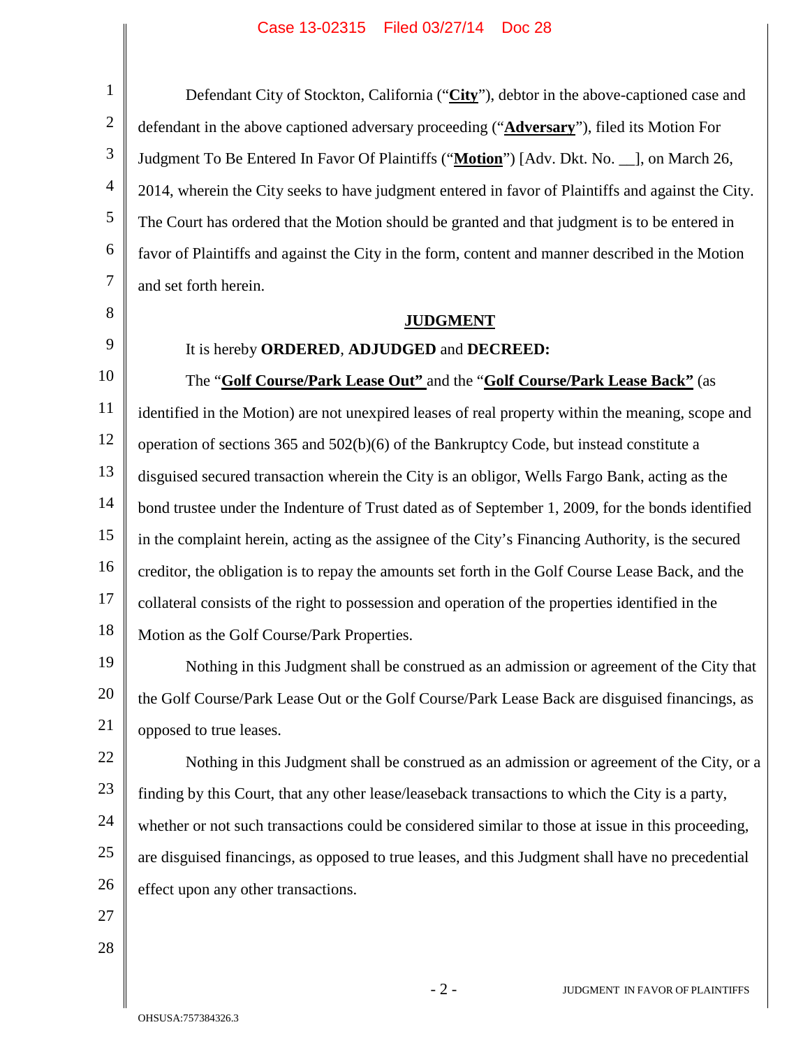Defendant City of Stockton, California ("**City**"), debtor in the above-captioned case and defendant in the above captioned adversary proceeding ("**Adversary**"), filed its Motion For Judgment To Be Entered In Favor Of Plaintiffs ("**Motion**") [Adv. Dkt. No. __], on March 26, 2014, wherein the City seeks to have judgment entered in favor of Plaintiffs and against the City. The Court has ordered that the Motion should be granted and that judgment is to be entered in favor of Plaintiffs and against the City in the form, content and manner described in the Motion and set forth herein.

## JUDGMENT

It is hereby **ORDERED**, **ADJUDGED** and **DECREED:**

The "**Golf Course/Park Lease Out"** and the "**Golf Course/Park Lease Back"** (as identified in the Motion) are not unexpired leases of real property within the meaning, scope and operation of sections 365 and 502(b)(6) of the Bankruptcy Code, but instead constitute a disguised secured transaction wherein the City is an obligor, Wells Fargo Bank, acting as the bond trustee under the Indenture of Trust dated as of September 1, 2009, for the bonds identified in the complaint herein, acting as the assignee of the City's Financing Authority, is the secured creditor, the obligation is to repay the amounts set forth in the Golf Course Lease Back, and the collateral consists of the right to possession and operation of the properties identified in the Motion as the Golf Course/Park Properties.

Nothing in this Judgment shall be construed as an admission or agreement of the City that the Golf Course/Park Lease Out or the Golf Course/Park Lease Back are disguised financings, as opposed to true leases.

Nothing in this Judgment shall be construed as an admission or agreement of the City, or a finding by this Court, that any other lease/leaseback transactions to which the City is a party, whether or not such transactions could be considered similar to those at issue in this proceeding, are disguised financings, as opposed to true leases, and this Judgment shall have no precedential effect upon any other transactions.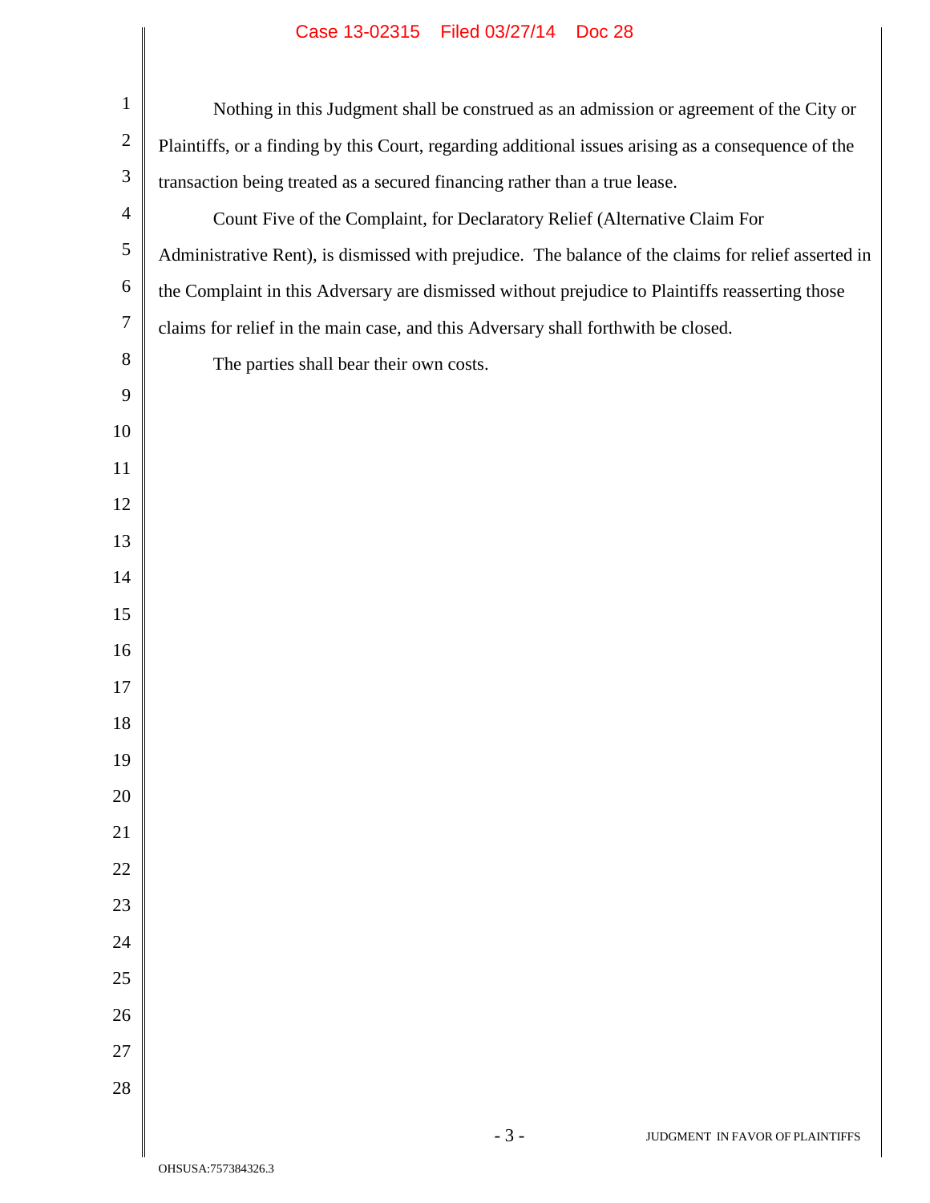Nothing in this Judgment shall be construed as an admission or agreement of the City or Plaintiffs, or a finding by this Court, regarding additional issues arising as a consequence of the transaction being treated as a secured financing rather than a true lease.

Count Five of the Complaint, for Declaratory Relief (Alternative Claim For Administrative Rent), is dismissed with prejudice. The balance of the claims for relief asserted in the Complaint in this Adversary are dismissed without prejudice to Plaintiffs reasserting those claims for relief in the main case, and this Adversary shall forthwith be closed.

The parties shall bear their own costs.